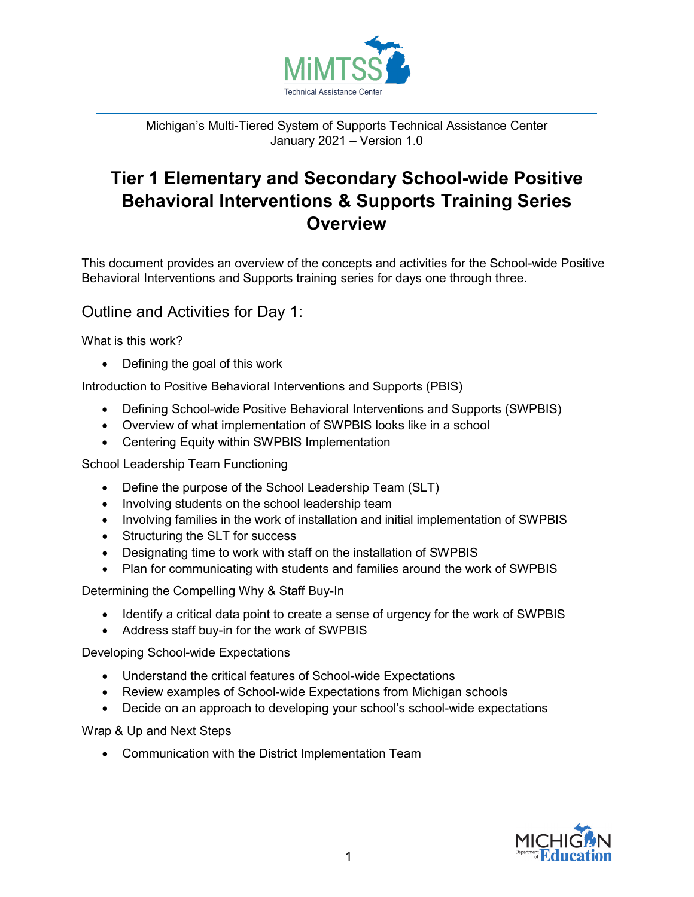MiMTSS Technical Assistance Center

Michigan's Multi-Tiered System of Supports Technical Assistance Center
January 2021 – Version 1.0

# Tier 1 Elementary and Secondary School-wide Positive Behavioral Interventions & Supports Training Series Overview

This document provides an overview of the concepts and activities for the School-wide Positive Behavioral Interventions and Supports training series for days one through three.

## Outline and Activities for Day 1:

What is this work?

- Defining the goal of this work

Introduction to Positive Behavioral Interventions and Supports (PBIS)

- Defining School-wide Positive Behavioral Interventions and Supports (SWPBIS)
- Overview of what implementation of SWPBIS looks like in a school
- Centering Equity within SWPBIS Implementation

School Leadership Team Functioning

- Define the purpose of the School Leadership Team (SLT)
- Involving students on the school leadership team
- Involving families in the work of installation and initial implementation of SWPBIS
- Structuring the SLT for success
- Designating time to work with staff on the installation of SWPBIS
- Plan for communicating with students and families around the work of SWPBIS

Determining the Compelling Why & Staff Buy-In

- Identify a critical data point to create a sense of urgency for the work of SWPBIS
- Address staff buy-in for the work of SWPBIS

Developing School-wide Expectations

- Understand the critical features of School-wide Expectations
- Review examples of School-wide Expectations from Michigan schools
- Decide on an approach to developing your school's school-wide expectations

Wrap & Up and Next Steps

- Communication with the District Implementation Team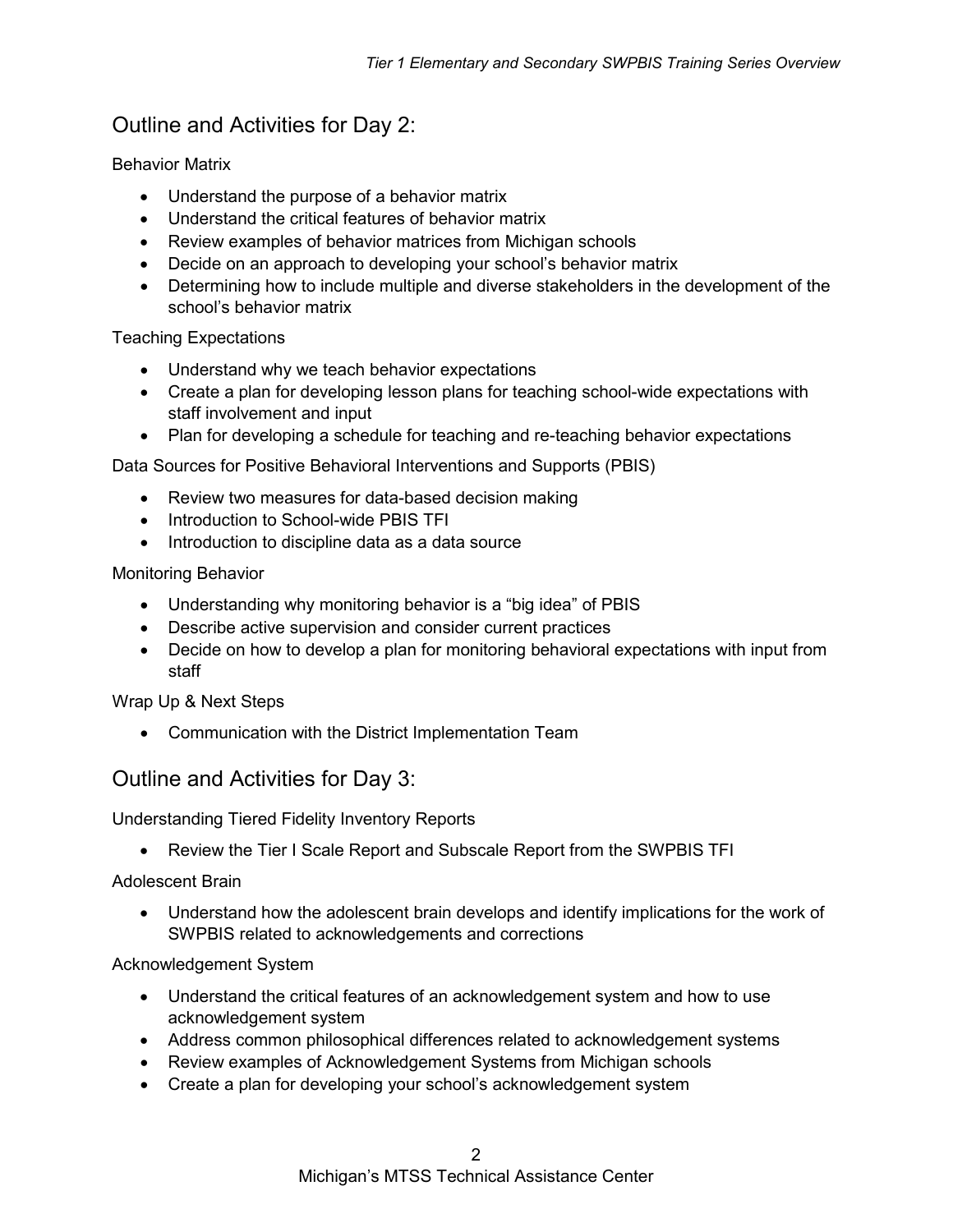## Outline and Activities for Day 2:

Behavior Matrix

- Understand the purpose of a behavior matrix
- Understand the critical features of behavior matrix
- Review examples of behavior matrices from Michigan schools
- Decide on an approach to developing your school's behavior matrix
- Determining how to include multiple and diverse stakeholders in the development of the school's behavior matrix

Teaching Expectations

- Understand why we teach behavior expectations
- Create a plan for developing lesson plans for teaching school-wide expectations with staff involvement and input
- Plan for developing a schedule for teaching and re-teaching behavior expectations

Data Sources for Positive Behavioral Interventions and Supports (PBIS)

- Review two measures for data-based decision making
- Introduction to School-wide PBIS TFI
- Introduction to discipline data as a data source

Monitoring Behavior

- Understanding why monitoring behavior is a "big idea" of PBIS
- Describe active supervision and consider current practices
- Decide on how to develop a plan for monitoring behavioral expectations with input from staff

Wrap Up & Next Steps

- Communication with the District Implementation Team

## Outline and Activities for Day 3:

Understanding Tiered Fidelity Inventory Reports

- Review the Tier I Scale Report and Subscale Report from the SWPBIS TFI

Adolescent Brain

- Understand how the adolescent brain develops and identify implications for the work of SWPBIS related to acknowledgements and corrections

Acknowledgement System

- Understand the critical features of an acknowledgement system and how to use acknowledgement system
- Address common philosophical differences related to acknowledgement systems
- Review examples of Acknowledgement Systems from Michigan schools
- Create a plan for developing your school's acknowledgement system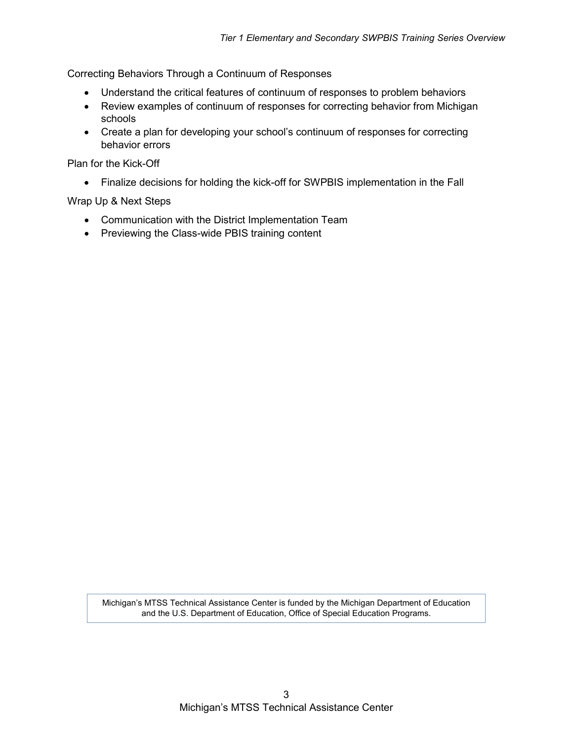Correcting Behaviors Through a Continuum of Responses

- Understand the critical features of continuum of responses to problem behaviors
- Review examples of continuum of responses for correcting behavior from Michigan schools
- Create a plan for developing your school's continuum of responses for correcting behavior errors

Plan for the Kick-Off

- Finalize decisions for holding the kick-off for SWPBIS implementation in the Fall

Wrap Up & Next Steps

- Communication with the District Implementation Team
- Previewing the Class-wide PBIS training content

Michigan's MTSS Technical Assistance Center is funded by the Michigan Department of Education and the U.S. Department of Education, Office of Special Education Programs.